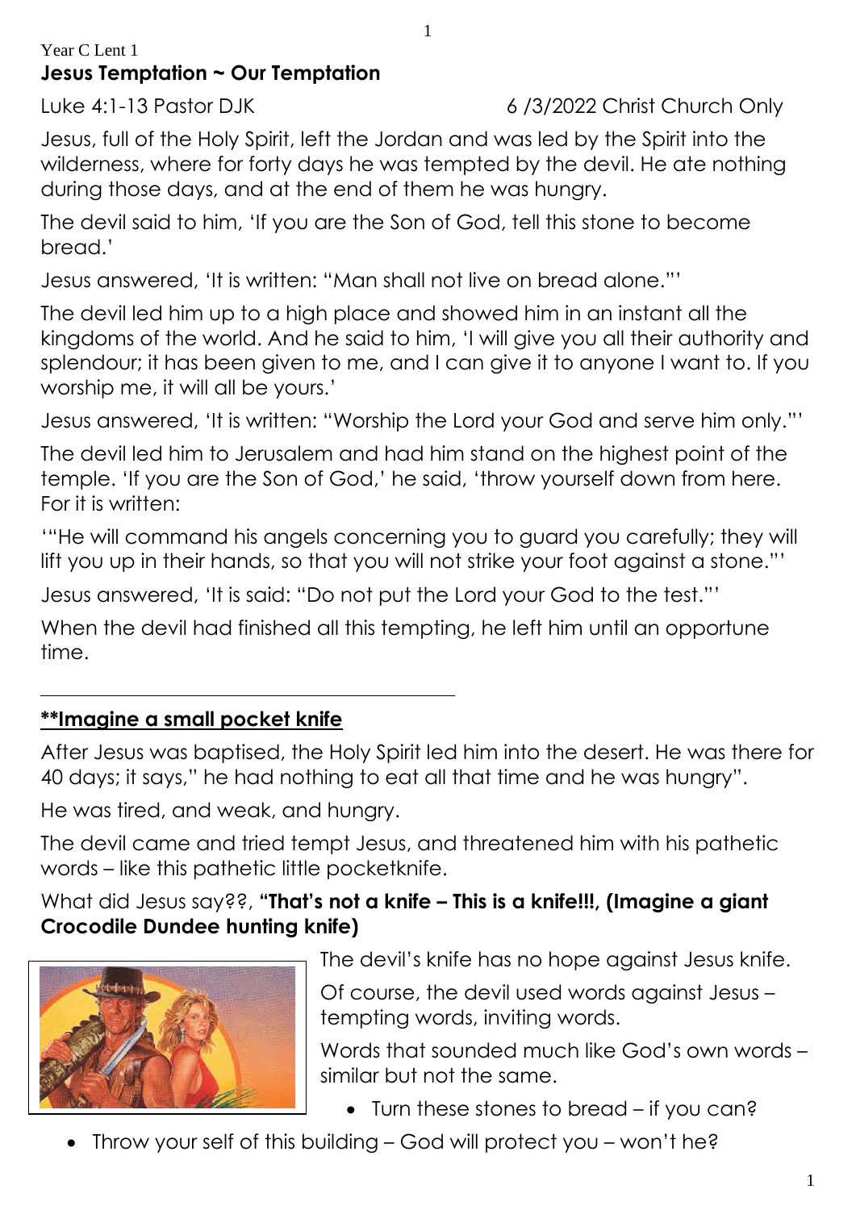Year C Lent 1

# Jesus Temptation ~ Our Temptation

Luke 4:1-13 Pastor DJK 6 /3/2022 Christ Church Only

Jesus, full of the Holy Spirit, left the Jordan and was led by the Spirit into the wilderness, where for forty days he was tempted by the devil. He ate nothing during those days, and at the end of them he was hungry.

The devil said to him, 'If you are the Son of God, tell this stone to become bread.'

Jesus answered, 'It is written: "Man shall not live on bread alone."'

The devil led him up to a high place and showed him in an instant all the kingdoms of the world. And he said to him, 'I will give you all their authority and splendour; it has been given to me, and I can give it to anyone I want to. If you worship me, it will all be yours.'

Jesus answered, 'It is written: "Worship the Lord your God and serve him only."'

The devil led him to Jerusalem and had him stand on the highest point of the temple. 'If you are the Son of God,' he said, 'throw yourself down from here. For it is written:

'"He will command his angels concerning you to guard you carefully; they will lift you up in their hands, so that you will not strike your foot against a stone."'

Jesus answered, 'It is said: "Do not put the Lord your God to the test."'

When the devil had finished all this tempting, he left him until an opportune time.

---

**__**Imagine a small pocket knife__**

After Jesus was baptised, the Holy Spirit led him into the desert. He was there for 40 days; it says," he had nothing to eat all that time and he was hungry".

He was tired, and weak, and hungry.

The devil came and tried tempt Jesus, and threatened him with his pathetic words – like this pathetic little pocketknife.

What did Jesus say??, **"That's not a knife – This is a knife!!!, (Imagine a giant Crocodile Dundee hunting knife)**

The devil's knife has no hope against Jesus knife.

Of course, the devil used words against Jesus – tempting words, inviting words.

Words that sounded much like God's own words – similar but not the same.

- Turn these stones to bread – if you can?
- Throw your self of this building – God will protect you – won't he?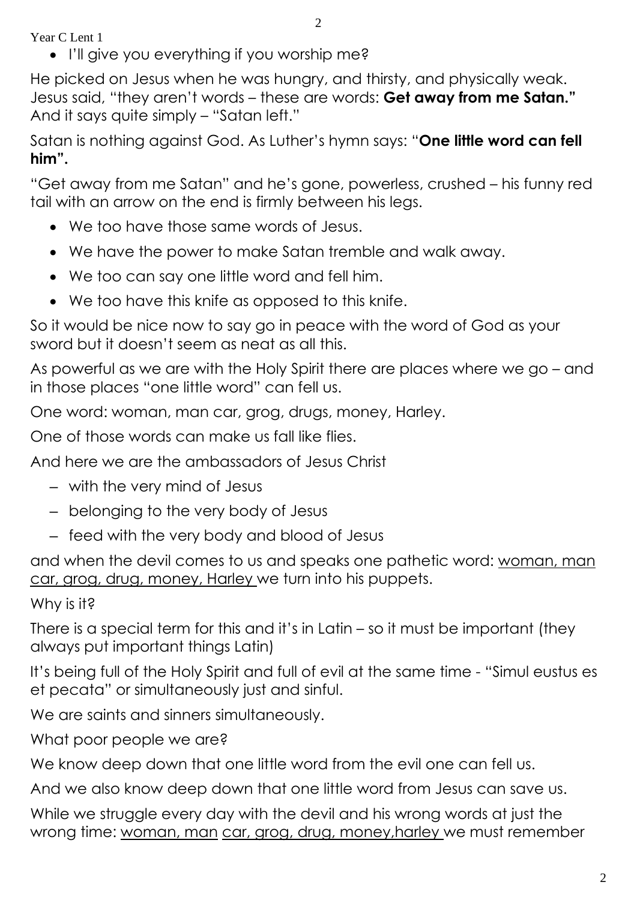- I'll give you everything if you worship me?

He picked on Jesus when he was hungry, and thirsty, and physically weak. Jesus said, "they aren't words – these are words: **Get away from me Satan."** And it says quite simply – "Satan left."

Satan is nothing against God. As Luther's hymn says: "**One little word can fell him".**

"Get away from me Satan" and he's gone, powerless, crushed – his funny red tail with an arrow on the end is firmly between his legs.

- We too have those same words of Jesus.
- We have the power to make Satan tremble and walk away.
- We too can say one little word and fell him.
- We too have this knife as opposed to this knife.

So it would be nice now to say go in peace with the word of God as your sword but it doesn't seem as neat as all this.

As powerful as we are with the Holy Spirit there are places where we go – and in those places "one little word" can fell us.

One word: woman, man car, grog, drugs, money, Harley.

One of those words can make us fall like flies.

And here we are the ambassadors of Jesus Christ

- – with the very mind of Jesus
- – belonging to the very body of Jesus
- – feed with the very body and blood of Jesus

and when the devil comes to us and speaks one pathetic word: <u>woman, man car, grog, drug, money, Harley</u> we turn into his puppets.

Why is it?

There is a special term for this and it's in Latin – so it must be important (they always put important things Latin)

It's being full of the Holy Spirit and full of evil at the same time - "Simul eustus es et pecata" or simultaneously just and sinful.

We are saints and sinners simultaneously.

What poor people we are?

We know deep down that one little word from the evil one can fell us.

And we also know deep down that one little word from Jesus can save us.

While we struggle every day with the devil and his wrong words at just the wrong time: <u>woman, man</u> <u>car, grog, drug, money,harley</u> we must remember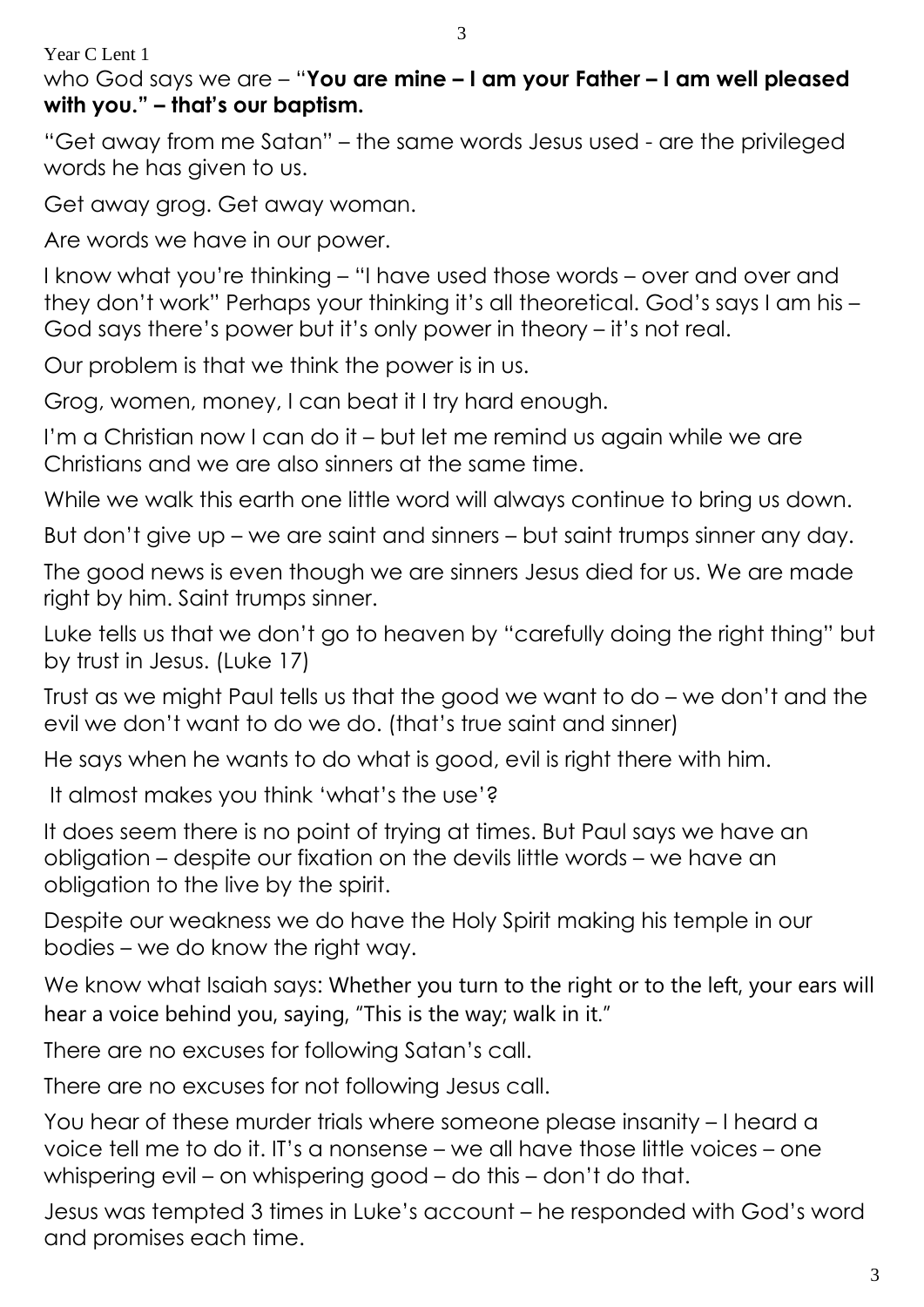who God says we are – "**You are mine – I am your Father – I am well pleased with you." – that's our baptism.**

"Get away from me Satan" – the same words Jesus used - are the privileged words he has given to us.

Get away grog. Get away woman.

Are words we have in our power.

I know what you're thinking – "I have used those words – over and over and they don't work" Perhaps your thinking it's all theoretical. God's says I am his – God says there's power but it's only power in theory – it's not real.

Our problem is that we think the power is in us.

Grog, women, money, I can beat it I try hard enough.

I'm a Christian now I can do it – but let me remind us again while we are Christians and we are also sinners at the same time.

While we walk this earth one little word will always continue to bring us down.

But don't give up – we are saint and sinners – but saint trumps sinner any day.

The good news is even though we are sinners Jesus died for us. We are made right by him. Saint trumps sinner.

Luke tells us that we don't go to heaven by "carefully doing the right thing" but by trust in Jesus. (Luke 17)

Trust as we might Paul tells us that the good we want to do – we don't and the evil we don't want to do we do. (that's true saint and sinner)

He says when he wants to do what is good, evil is right there with him.

It almost makes you think 'what's the use'?

It does seem there is no point of trying at times. But Paul says we have an obligation – despite our fixation on the devils little words – we have an obligation to the live by the spirit.

Despite our weakness we do have the Holy Spirit making his temple in our bodies – we do know the right way.

We know what Isaiah says: Whether you turn to the right or to the left, your ears will hear a voice behind you, saying, "This is the way; walk in it."

There are no excuses for following Satan's call.

There are no excuses for not following Jesus call.

You hear of these murder trials where someone please insanity – I heard a voice tell me to do it. IT's a nonsense – we all have those little voices – one whispering evil – on whispering good – do this – don't do that.

Jesus was tempted 3 times in Luke's account – he responded with God's word and promises each time.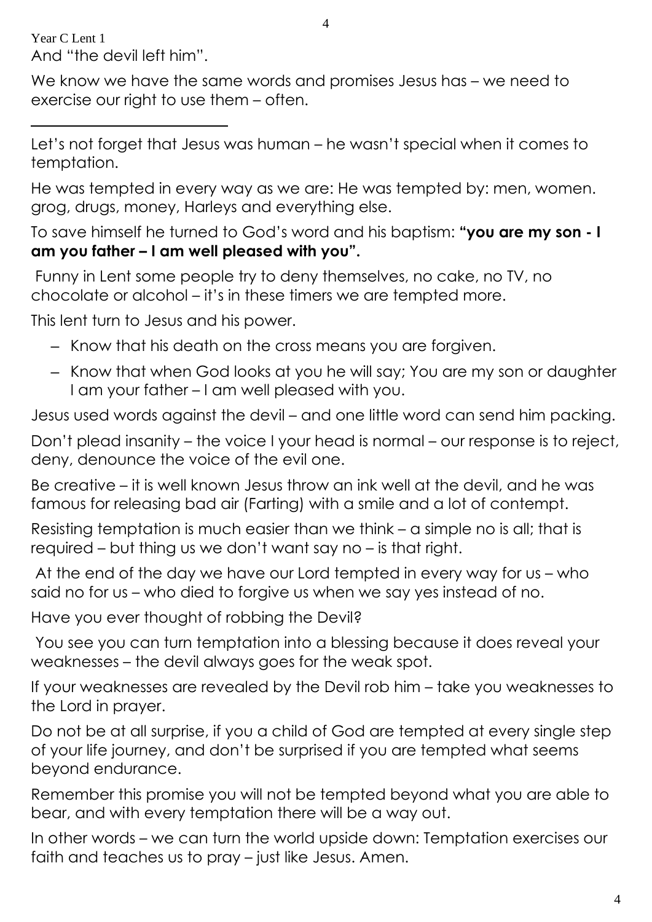And "the devil left him".

We know we have the same words and promises Jesus has – we need to exercise our right to use them – often.

---

Let's not forget that Jesus was human – he wasn't special when it comes to temptation.

He was tempted in every way as we are: He was tempted by: men, women. grog, drugs, money, Harleys and everything else.

To save himself he turned to God's word and his baptism: **"you are my son - I am you father – I am well pleased with you".**

Funny in Lent some people try to deny themselves, no cake, no TV, no chocolate or alcohol – it's in these timers we are tempted more.

This lent turn to Jesus and his power.

- Know that his death on the cross means you are forgiven.
- Know that when God looks at you he will say; You are my son or daughter I am your father – I am well pleased with you.

Jesus used words against the devil – and one little word can send him packing.

Don't plead insanity – the voice I your head is normal – our response is to reject, deny, denounce the voice of the evil one.

Be creative – it is well known Jesus throw an ink well at the devil, and he was famous for releasing bad air (Farting) with a smile and a lot of contempt.

Resisting temptation is much easier than we think – a simple no is all; that is required – but thing us we don't want say no – is that right.

At the end of the day we have our Lord tempted in every way for us – who said no for us – who died to forgive us when we say yes instead of no.

Have you ever thought of robbing the Devil?

You see you can turn temptation into a blessing because it does reveal your weaknesses – the devil always goes for the weak spot.

If your weaknesses are revealed by the Devil rob him – take you weaknesses to the Lord in prayer.

Do not be at all surprise, if you a child of God are tempted at every single step of your life journey, and don't be surprised if you are tempted what seems beyond endurance.

Remember this promise you will not be tempted beyond what you are able to bear, and with every temptation there will be a way out.

In other words – we can turn the world upside down: Temptation exercises our faith and teaches us to pray – just like Jesus. Amen.